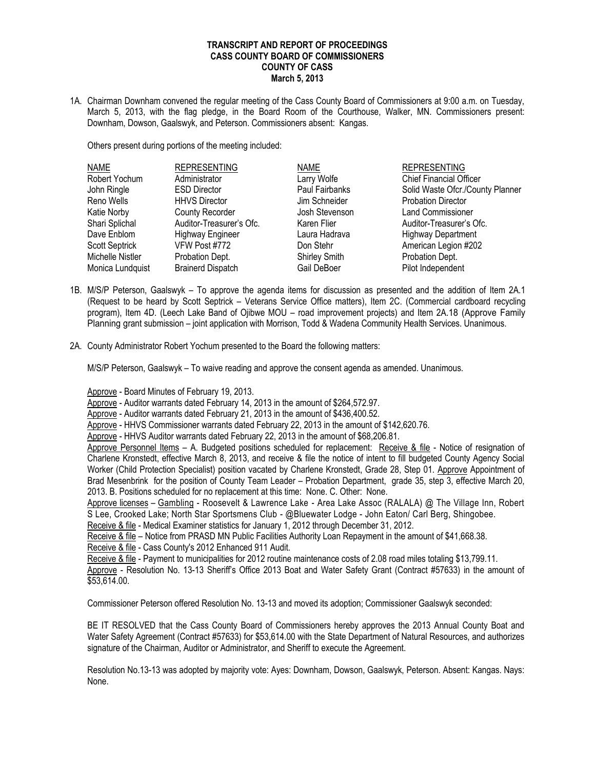# TRANSCRIPT AND REPORT OF PROCEEDINGS
## CASS COUNTY BOARD OF COMMISSIONERS
## COUNTY OF CASS
## March 5, 2013

1A. Chairman Downham convened the regular meeting of the Cass County Board of Commissioners at 9:00 a.m. on Tuesday, March 5, 2013, with the flag pledge, in the Board Room of the Courthouse, Walker, MN. Commissioners present: Downham, Dowson, Gaalswyk, and Peterson. Commissioners absent: Kangas.

Others present during portions of the meeting included:

| NAME | REPRESENTING | NAME | REPRESENTING |
|---|---|---|---|
| Robert Yochum | Administrator | Larry Wolfe | Chief Financial Officer |
| John Ringle | ESD Director | Paul Fairbanks | Solid Waste Ofcr./County Planner |
| Reno Wells | HHVS Director | Jim Schneider | Probation Director |
| Katie Norby | County Recorder | Josh Stevenson | Land Commissioner |
| Shari Splichal | Auditor-Treasurer's Ofc. | Karen Flier | Auditor-Treasurer's Ofc. |
| Dave Enblom | Highway Engineer | Laura Hadrava | Highway Department |
| Scott Septrick | VFW Post #772 | Don Stehr | American Legion #202 |
| Michelle Nistler | Probation Dept. | Shirley Smith | Probation Dept. |
| Monica Lundquist | Brainerd Dispatch | Gail DeBoer | Pilot Independent |

1B. M/S/P Peterson, Gaalswyk – To approve the agenda items for discussion as presented and the addition of Item 2A.1 (Request to be heard by Scott Septrick – Veterans Service Office matters), Item 2C. (Commercial cardboard recycling program), Item 4D. (Leech Lake Band of Ojibwe MOU – road improvement projects) and Item 2A.18 (Approve Family Planning grant submission – joint application with Morrison, Todd & Wadena Community Health Services. Unanimous.

2A. County Administrator Robert Yochum presented to the Board the following matters:

M/S/P Peterson, Gaalswyk – To waive reading and approve the consent agenda as amended. Unanimous.

Approve - Board Minutes of February 19, 2013.
Approve - Auditor warrants dated February 14, 2013 in the amount of $264,572.97.
Approve - Auditor warrants dated February 21, 2013 in the amount of $436,400.52.
Approve - HHVS Commissioner warrants dated February 22, 2013 in the amount of $142,620.76.
Approve - HHVS Auditor warrants dated February 22, 2013 in the amount of $68,206.81.
Approve Personnel Items – A. Budgeted positions scheduled for replacement: Receive & file - Notice of resignation of Charlene Kronstedt, effective March 8, 2013, and receive & file the notice of intent to fill budgeted County Agency Social Worker (Child Protection Specialist) position vacated by Charlene Kronstedt, Grade 28, Step 01. Approve Appointment of Brad Mesenbrink for the position of County Team Leader – Probation Department, grade 35, step 3, effective March 20, 2013. B. Positions scheduled for no replacement at this time: None. C. Other: None.
Approve licenses – Gambling - Roosevelt & Lawrence Lake - Area Lake Assoc (RALALA) @ The Village Inn, Robert S Lee, Crooked Lake; North Star Sportsmens Club - @Bluewater Lodge - John Eaton/ Carl Berg, Shingobee.
Receive & file - Medical Examiner statistics for January 1, 2012 through December 31, 2012.
Receive & file – Notice from PRASD MN Public Facilities Authority Loan Repayment in the amount of $41,668.38.
Receive & file - Cass County's 2012 Enhanced 911 Audit.
Receive & file - Payment to municipalities for 2012 routine maintenance costs of 2.08 road miles totaling $13,799.11.
Approve - Resolution No. 13-13 Sheriff's Office 2013 Boat and Water Safety Grant (Contract #57633) in the amount of $53,614.00.

Commissioner Peterson offered Resolution No. 13-13 and moved its adoption; Commissioner Gaalswyk seconded:

BE IT RESOLVED that the Cass County Board of Commissioners hereby approves the 2013 Annual County Boat and Water Safety Agreement (Contract #57633) for $53,614.00 with the State Department of Natural Resources, and authorizes signature of the Chairman, Auditor or Administrator, and Sheriff to execute the Agreement.

Resolution No.13-13 was adopted by majority vote: Ayes: Downham, Dowson, Gaalswyk, Peterson. Absent: Kangas. Nays: None.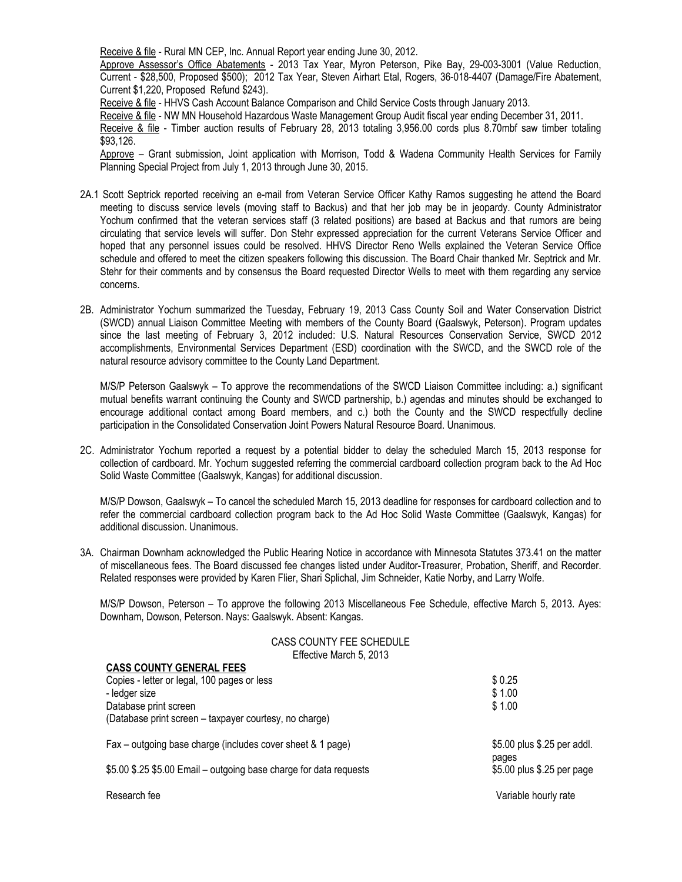Receive & file - Rural MN CEP, Inc. Annual Report year ending June 30, 2012.

Approve Assessor's Office Abatements - 2013 Tax Year, Myron Peterson, Pike Bay, 29-003-3001 (Value Reduction, Current - $28,500, Proposed $500); 2012 Tax Year, Steven Airhart Etal, Rogers, 36-018-4407 (Damage/Fire Abatement, Current $1,220, Proposed Refund $243).

Receive & file - HHVS Cash Account Balance Comparison and Child Service Costs through January 2013.

Receive & file - NW MN Household Hazardous Waste Management Group Audit fiscal year ending December 31, 2011.

Receive & file - Timber auction results of February 28, 2013 totaling 3,956.00 cords plus 8.70mbf saw timber totaling $93,126.

Approve – Grant submission, Joint application with Morrison, Todd & Wadena Community Health Services for Family Planning Special Project from July 1, 2013 through June 30, 2015.

2A.1 Scott Septrick reported receiving an e-mail from Veteran Service Officer Kathy Ramos suggesting he attend the Board meeting to discuss service levels (moving staff to Backus) and that her job may be in jeopardy. County Administrator Yochum confirmed that the veteran services staff (3 related positions) are based at Backus and that rumors are being circulating that service levels will suffer. Don Stehr expressed appreciation for the current Veterans Service Officer and hoped that any personnel issues could be resolved. HHVS Director Reno Wells explained the Veteran Service Office schedule and offered to meet the citizen speakers following this discussion. The Board Chair thanked Mr. Septrick and Mr. Stehr for their comments and by consensus the Board requested Director Wells to meet with them regarding any service concerns.

2B. Administrator Yochum summarized the Tuesday, February 19, 2013 Cass County Soil and Water Conservation District (SWCD) annual Liaison Committee Meeting with members of the County Board (Gaalswyk, Peterson). Program updates since the last meeting of February 3, 2012 included: U.S. Natural Resources Conservation Service, SWCD 2012 accomplishments, Environmental Services Department (ESD) coordination with the SWCD, and the SWCD role of the natural resource advisory committee to the County Land Department.

M/S/P Peterson Gaalswyk – To approve the recommendations of the SWCD Liaison Committee including: a.) significant mutual benefits warrant continuing the County and SWCD partnership, b.) agendas and minutes should be exchanged to encourage additional contact among Board members, and c.) both the County and the SWCD respectfully decline participation in the Consolidated Conservation Joint Powers Natural Resource Board. Unanimous.

2C. Administrator Yochum reported a request by a potential bidder to delay the scheduled March 15, 2013 response for collection of cardboard. Mr. Yochum suggested referring the commercial cardboard collection program back to the Ad Hoc Solid Waste Committee (Gaalswyk, Kangas) for additional discussion.

M/S/P Dowson, Gaalswyk – To cancel the scheduled March 15, 2013 deadline for responses for cardboard collection and to refer the commercial cardboard collection program back to the Ad Hoc Solid Waste Committee (Gaalswyk, Kangas) for additional discussion. Unanimous.

3A. Chairman Downham acknowledged the Public Hearing Notice in accordance with Minnesota Statutes 373.41 on the matter of miscellaneous fees. The Board discussed fee changes listed under Auditor-Treasurer, Probation, Sheriff, and Recorder. Related responses were provided by Karen Flier, Shari Splichal, Jim Schneider, Katie Norby, and Larry Wolfe.

M/S/P Dowson, Peterson – To approve the following 2013 Miscellaneous Fee Schedule, effective March 5, 2013. Ayes: Downham, Dowson, Peterson. Nays: Gaalswyk. Absent: Kangas.

CASS COUNTY FEE SCHEDULE
Effective March 5, 2013

**CASS COUNTY GENERAL FEES**

| | |
|---|---|
| Copies - letter or legal, 100 pages or less | $ 0.25 |
| - ledger size | $ 1.00 |
| Database print screen | $ 1.00 |
| (Database print screen – taxpayer courtesy, no charge) | |
| Fax – outgoing base charge (includes cover sheet & 1 page) | $5.00 plus $.25 per addl. pages |
| $5.00 $.25 $5.00 Email – outgoing base charge for data requests | $5.00 plus $.25 per page |
| Research fee | Variable hourly rate |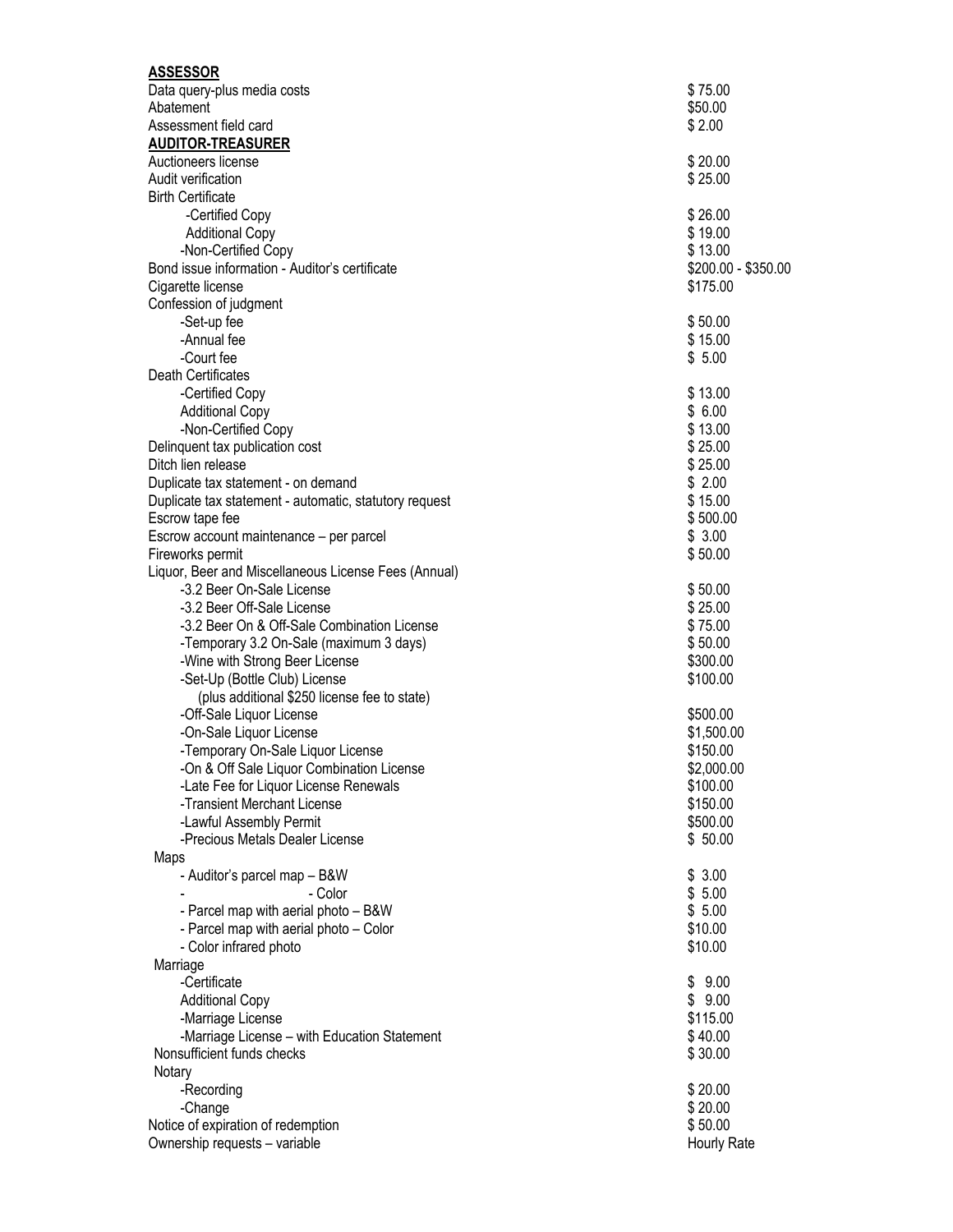| | |
|---|---|
| **ASSESSOR** | |
| Data query-plus media costs | $ 75.00 |
| Abatement | $50.00 |
| Assessment field card | $ 2.00 |
| **AUDITOR-TREASURER** | |
| Auctioneers license | $ 20.00 |
| Audit verification | $ 25.00 |
| Birth Certificate | |
| -Certified Copy | $ 26.00 |
| Additional Copy | $ 19.00 |
| -Non-Certified Copy | $ 13.00 |
| Bond issue information - Auditor's certificate | $200.00 - $350.00 |
| Cigarette license | $175.00 |
| Confession of judgment | |
| -Set-up fee | $ 50.00 |
| -Annual fee | $ 15.00 |
| -Court fee | $ 5.00 |
| Death Certificates | |
| -Certified Copy | $ 13.00 |
| Additional Copy | $ 6.00 |
| -Non-Certified Copy | $ 13.00 |
| Delinquent tax publication cost | $ 25.00 |
| Ditch lien release | $ 25.00 |
| Duplicate tax statement - on demand | $ 2.00 |
| Duplicate tax statement - automatic, statutory request | $ 15.00 |
| Escrow tape fee | $ 500.00 |
| Escrow account maintenance – per parcel | $ 3.00 |
| Fireworks permit | $ 50.00 |
| Liquor, Beer and Miscellaneous License Fees (Annual) | |
| -3.2 Beer On-Sale License | $ 50.00 |
| -3.2 Beer Off-Sale License | $ 25.00 |
| -3.2 Beer On & Off-Sale Combination License | $ 75.00 |
| -Temporary 3.2 On-Sale (maximum 3 days) | $ 50.00 |
| -Wine with Strong Beer License | $300.00 |
| -Set-Up (Bottle Club) License (plus additional $250 license fee to state) | $100.00 |
| -Off-Sale Liquor License | $500.00 |
| -On-Sale Liquor License | $1,500.00 |
| -Temporary On-Sale Liquor License | $150.00 |
| -On & Off Sale Liquor Combination License | $2,000.00 |
| -Late Fee for Liquor License Renewals | $100.00 |
| -Transient Merchant License | $150.00 |
| -Lawful Assembly Permit | $500.00 |
| -Precious Metals Dealer License | $ 50.00 |
| Maps | |
| - Auditor's parcel map – B&W | $ 3.00 |
| - Color | $ 5.00 |
| - Parcel map with aerial photo – B&W | $ 5.00 |
| - Parcel map with aerial photo – Color | $10.00 |
| - Color infrared photo | $10.00 |
| Marriage | |
| -Certificate | $ 9.00 |
| Additional Copy | $ 9.00 |
| -Marriage License | $115.00 |
| -Marriage License – with Education Statement | $ 40.00 |
| Nonsufficient funds checks | $ 30.00 |
| Notary | |
| -Recording | $ 20.00 |
| -Change | $ 20.00 |
| Notice of expiration of redemption | $ 50.00 |
| Ownership requests – variable | Hourly Rate |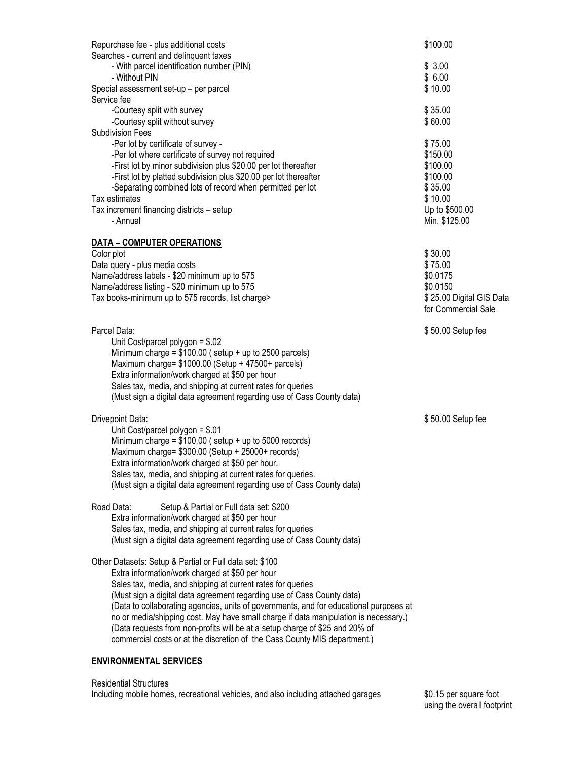| | |
|---|---|
| Repurchase fee - plus additional costs | \$100.00 |
| Searches - current and delinquent taxes | |
| - With parcel identification number (PIN) | \$ 3.00 |
| - Without PIN | \$ 6.00 |
| Special assessment set-up – per parcel | \$ 10.00 |
| Service fee | |
| -Courtesy split with survey | \$ 35.00 |
| -Courtesy split without survey | \$ 60.00 |
| Subdivision Fees | |
| -Per lot by certificate of survey - | \$ 75.00 |
| -Per lot where certificate of survey not required | \$150.00 |
| -First lot by minor subdivision plus \$20.00 per lot thereafter | \$100.00 |
| -First lot by platted subdivision plus \$20.00 per lot thereafter | \$100.00 |
| -Separating combined lots of record when permitted per lot | \$ 35.00 |
| Tax estimates | \$ 10.00 |
| Tax increment financing districts – setup | Up to \$500.00 |
| - Annual | Min. \$125.00 |

## DATA – COMPUTER OPERATIONS

| | |
|---|---|
| Color plot | \$ 30.00 |
| Data query - plus media costs | \$ 75.00 |
| Name/address labels - \$20 minimum up to 575 | \$0.0175 |
| Name/address listing - \$20 minimum up to 575 | \$0.0150 |
| Tax books-minimum up to 575 records, list charge> | \$ 25.00 Digital GIS Data for Commercial Sale |

Parcel Data: — \$ 50.00 Setup fee

Unit Cost/parcel polygon = \$.02
Minimum charge = \$100.00 ( setup + up to 2500 parcels)
Maximum charge= \$1000.00 (Setup + 47500+ parcels)
Extra information/work charged at \$50 per hour
Sales tax, media, and shipping at current rates for queries
(Must sign a digital data agreement regarding use of Cass County data)

Drivepoint Data: — \$ 50.00 Setup fee

Unit Cost/parcel polygon = \$.01
Minimum charge = \$100.00 ( setup + up to 5000 records)
Maximum charge= \$300.00 (Setup + 25000+ records)
Extra information/work charged at \$50 per hour.
Sales tax, media, and shipping at current rates for queries.
(Must sign a digital data agreement regarding use of Cass County data)

Road Data: Setup & Partial or Full data set: \$200

Extra information/work charged at \$50 per hour
Sales tax, media, and shipping at current rates for queries
(Must sign a digital data agreement regarding use of Cass County data)

Other Datasets: Setup & Partial or Full data set: \$100

Extra information/work charged at \$50 per hour
Sales tax, media, and shipping at current rates for queries
(Must sign a digital data agreement regarding use of Cass County data)
(Data to collaborating agencies, units of governments, and for educational purposes at no or media/shipping cost. May have small charge if data manipulation is necessary.)
(Data requests from non-profits will be at a setup charge of \$25 and 20% of commercial costs or at the discretion of the Cass County MIS department.)

## ENVIRONMENTAL SERVICES

Residential Structures

| | |
|---|---|
| Including mobile homes, recreational vehicles, and also including attached garages | \$0.15 per square foot using the overall footprint |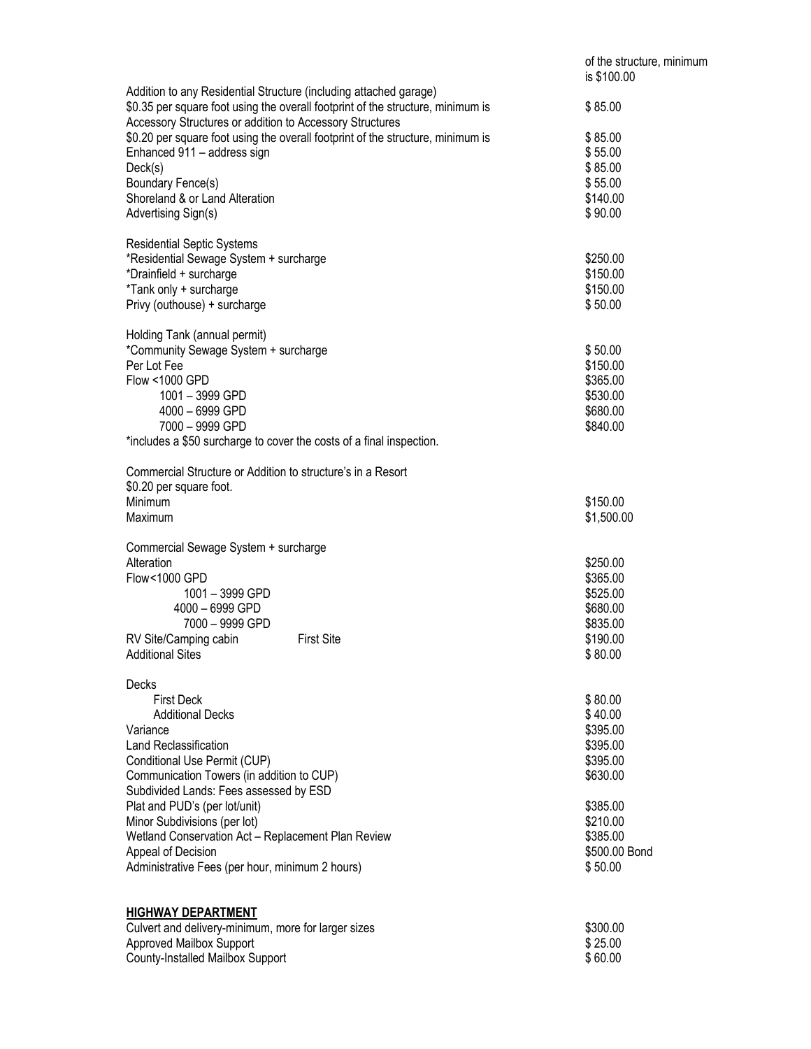| | |
|---|---|
| | of the structure, minimum is $100.00 |
| Addition to any Residential Structure (including attached garage) | |
| $0.35 per square foot using the overall footprint of the structure, minimum is | $ 85.00 |
| Accessory Structures or addition to Accessory Structures | |
| $0.20 per square foot using the overall footprint of the structure, minimum is | $ 85.00 |
| Enhanced 911 – address sign | $ 55.00 |
| Deck(s) | $ 85.00 |
| Boundary Fence(s) | $ 55.00 |
| Shoreland & or Land Alteration | $140.00 |
| Advertising Sign(s) | $ 90.00 |
| | |
| Residential Septic Systems | |
| *Residential Sewage System + surcharge | $250.00 |
| *Drainfield + surcharge | $150.00 |
| *Tank only + surcharge | $150.00 |
| Privy (outhouse) + surcharge | $ 50.00 |
| | |
| Holding Tank (annual permit) | |
| *Community Sewage System + surcharge | $ 50.00 |
| Per Lot Fee | $150.00 |
| Flow <1000 GPD | $365.00 |
| 1001 – 3999 GPD | $530.00 |
| 4000 – 6999 GPD | $680.00 |
| 7000 – 9999 GPD | $840.00 |
| *includes a $50 surcharge to cover the costs of a final inspection. | |
| | |
| Commercial Structure or Addition to structure's in a Resort | |
| $0.20 per square foot. | |
| Minimum | $150.00 |
| Maximum | $1,500.00 |
| | |
| Commercial Sewage System + surcharge | |
| Alteration | $250.00 |
| Flow<1000 GPD | $365.00 |
| 1001 – 3999 GPD | $525.00 |
| 4000 – 6999 GPD | $680.00 |
| 7000 – 9999 GPD | $835.00 |
| RV Site/Camping cabin First Site | $190.00 |
| Additional Sites | $ 80.00 |
| | |
| Decks | |
| First Deck | $ 80.00 |
| Additional Decks | $ 40.00 |
| Variance | $395.00 |
| Land Reclassification | $395.00 |
| Conditional Use Permit (CUP) | $395.00 |
| Communication Towers (in addition to CUP) | $630.00 |
| Subdivided Lands: Fees assessed by ESD | |
| Plat and PUD's (per lot/unit) | $385.00 |
| Minor Subdivisions (per lot) | $210.00 |
| Wetland Conservation Act – Replacement Plan Review | $385.00 |
| Appeal of Decision | $500.00 Bond |
| Administrative Fees (per hour, minimum 2 hours) | $ 50.00 |

## HIGHWAY DEPARTMENT

| | |
|---|---|
| Culvert and delivery-minimum, more for larger sizes | $300.00 |
| Approved Mailbox Support | $ 25.00 |
| County-Installed Mailbox Support | $ 60.00 |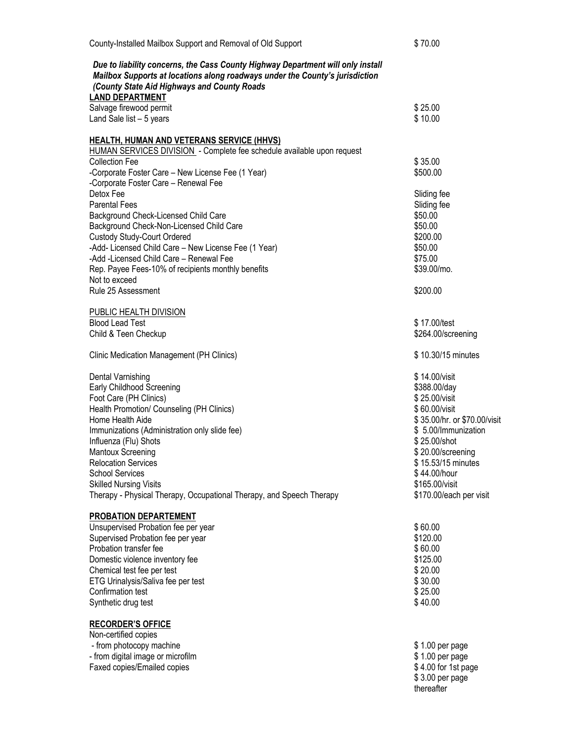| | |
|---|---|
| County-Installed Mailbox Support and Removal of Old Support | $ 70.00 |

***Due to liability concerns, the Cass County Highway Department will only install Mailbox Supports at locations along roadways under the County's jurisdiction (County State Aid Highways and County Roads***

**LAND DEPARTMENT**

| | |
|---|---|
| Salvage firewood permit | $ 25.00 |
| Land Sale list – 5 years | $ 10.00 |

**HEALTH, HUMAN AND VETERANS SERVICE (HHVS)**

HUMAN SERVICES DIVISION - Complete fee schedule available upon request

| | |
|---|---|
| Collection Fee | $ 35.00 |
| -Corporate Foster Care – New License Fee (1 Year) | $500.00 |
| -Corporate Foster Care – Renewal Fee | |
| Detox Fee | Sliding fee |
| Parental Fees | Sliding fee |
| Background Check-Licensed Child Care | $50.00 |
| Background Check-Non-Licensed Child Care | $50.00 |
| Custody Study-Court Ordered | $200.00 |
| -Add- Licensed Child Care – New License Fee (1 Year) | $50.00 |
| -Add -Licensed Child Care – Renewal Fee | $75.00 |
| Rep. Payee Fees-10% of recipients monthly benefits Not to exceed | $39.00/mo. |
| Rule 25 Assessment | $200.00 |

PUBLIC HEALTH DIVISION

| | |
|---|---|
| Blood Lead Test | $ 17.00/test |
| Child & Teen Checkup | $264.00/screening |
| Clinic Medication Management (PH Clinics) | $ 10.30/15 minutes |
| Dental Varnishing | $ 14.00/visit |
| Early Childhood Screening | $388.00/day |
| Foot Care (PH Clinics) | $ 25.00/visit |
| Health Promotion/ Counseling (PH Clinics) | $ 60.00/visit |
| Home Health Aide | $ 35.00/hr. or $70.00/visit |
| Immunizations (Administration only slide fee) | $ 5.00/Immunization |
| Influenza (Flu) Shots | $ 25.00/shot |
| Mantoux Screening | $ 20.00/screening |
| Relocation Services | $ 15.53/15 minutes |
| School Services | $ 44.00/hour |
| Skilled Nursing Visits | $165.00/visit |
| Therapy - Physical Therapy, Occupational Therapy, and Speech Therapy | $170.00/each per visit |

**PROBATION DEPARTEMENT**

| | |
|---|---|
| Unsupervised Probation fee per year | $ 60.00 |
| Supervised Probation fee per year | $120.00 |
| Probation transfer fee | $ 60.00 |
| Domestic violence inventory fee | $125.00 |
| Chemical test fee per test | $ 20.00 |
| ETG Urinalysis/Saliva fee per test | $ 30.00 |
| Confirmation test | $ 25.00 |
| Synthetic drug test | $ 40.00 |

**RECORDER'S OFFICE**

| | |
|---|---|
| Non-certified copies | |
| - from photocopy machine | $ 1.00 per page |
| - from digital image or microfilm | $ 1.00 per page |
| Faxed copies/Emailed copies | $ 4.00 for 1st page<br>$ 3.00 per page thereafter |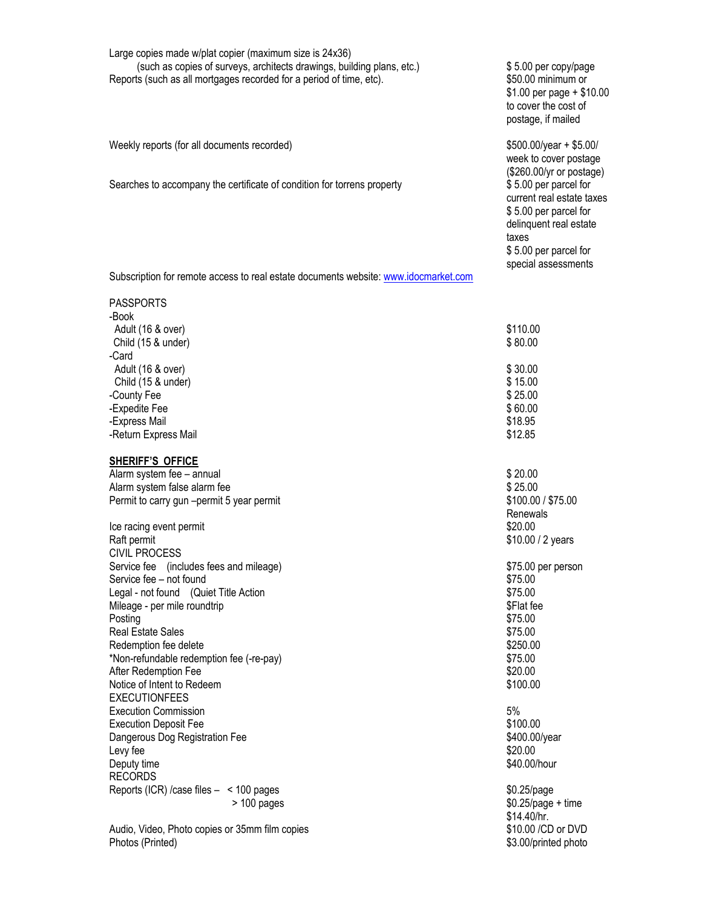| | |
|---|---|
| Large copies made w/plat copier (maximum size is 24x36) (such as copies of surveys, architects drawings, building plans, etc.) | $ 5.00 per copy/page |
| Reports (such as all mortgages recorded for a period of time, etc). | $50.00 minimum or $1.00 per page + $10.00 to cover the cost of postage, if mailed |
| Weekly reports (for all documents recorded) | $500.00/year + $5.00/ week to cover postage ($260.00/yr or postage) |
| Searches to accompany the certificate of condition for torrens property | $ 5.00 per parcel for current real estate taxes<br>$ 5.00 per parcel for delinquent real estate taxes<br>$ 5.00 per parcel for special assessments |
| Subscription for remote access to real estate documents website: [www.idocmarket.com](http://www.idocmarket.com) | |
| PASSPORTS | |
| -Book | |
| Adult (16 & over) | $110.00 |
| Child (15 & under) | $ 80.00 |
| -Card | |
| Adult (16 & over) | $ 30.00 |
| Child (15 & under) | $ 15.00 |
| -County Fee | $ 25.00 |
| -Expedite Fee | $ 60.00 |
| -Express Mail | $18.95 |
| -Return Express Mail | $12.85 |
| **SHERIFF'S OFFICE** | |
| Alarm system fee – annual | $ 20.00 |
| Alarm system false alarm fee | $ 25.00 |
| Permit to carry gun –permit 5 year permit | $100.00 / $75.00 Renewals |
| Ice racing event permit | $20.00 |
| Raft permit | $10.00 / 2 years |
| CIVIL PROCESS | |
| Service fee (includes fees and mileage) | $75.00 per person |
| Service fee – not found | $75.00 |
| Legal - not found (Quiet Title Action | $75.00 |
| Mileage - per mile roundtrip | $Flat fee |
| Posting | $75.00 |
| Real Estate Sales | $75.00 |
| Redemption fee delete | $250.00 |
| *Non-refundable redemption fee (-re-pay) | $75.00 |
| After Redemption Fee | $20.00 |
| Notice of Intent to Redeem | $100.00 |
| EXECUTIONFEES | |
| Execution Commission | 5% |
| Execution Deposit Fee | $100.00 |
| Dangerous Dog Registration Fee | $400.00/year |
| Levy fee | $20.00 |
| Deputy time | $40.00/hour |
| RECORDS | |
| Reports (ICR) /case files – < 100 pages | $0.25/page |
| > 100 pages | $0.25/page + time $14.40/hr. |
| Audio, Video, Photo copies or 35mm film copies | $10.00 /CD or DVD |
| Photos (Printed) | $3.00/printed photo |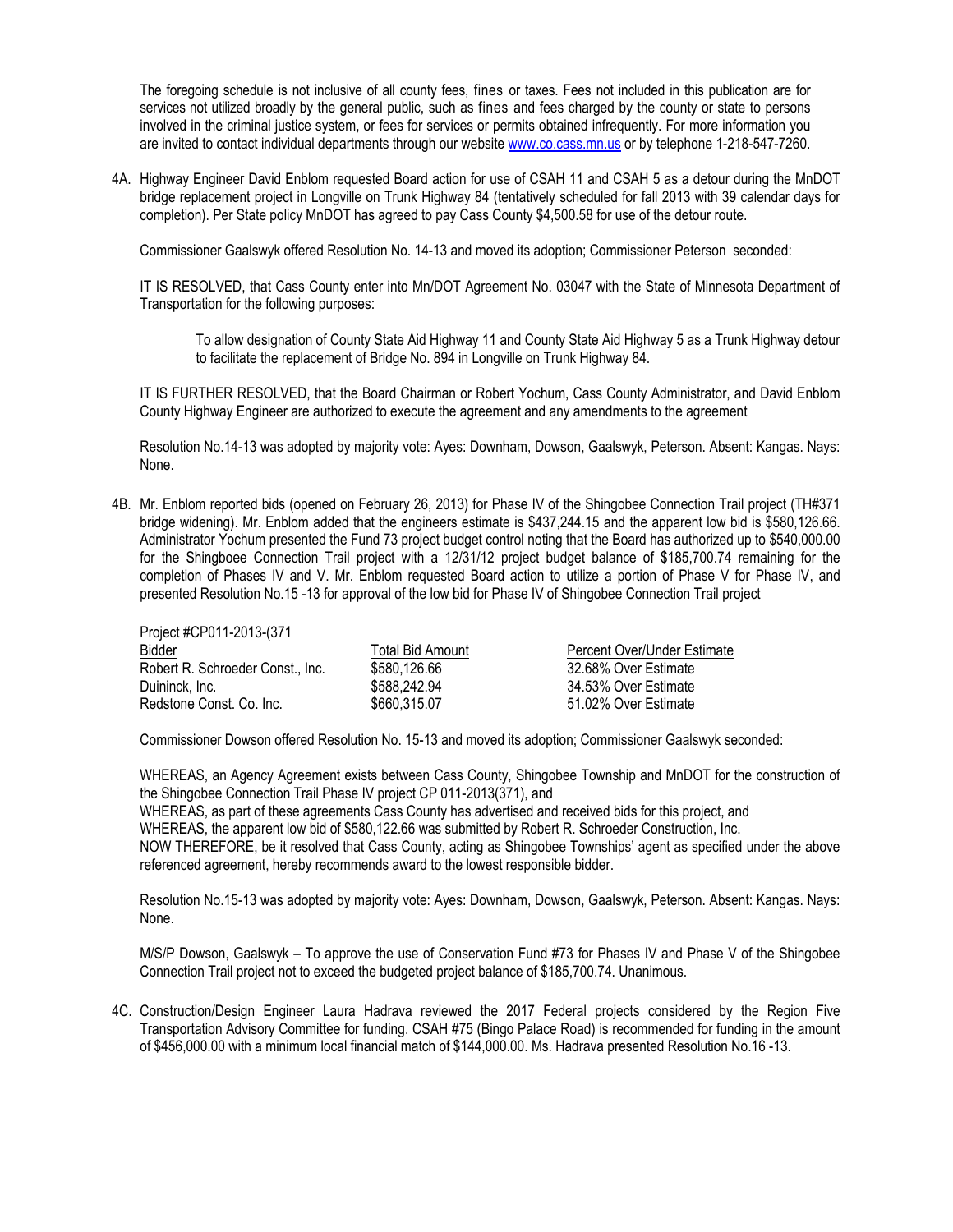The foregoing schedule is not inclusive of all county fees, fines or taxes. Fees not included in this publication are for services not utilized broadly by the general public, such as fines and fees charged by the county or state to persons involved in the criminal justice system, or fees for services or permits obtained infrequently. For more information you are invited to contact individual departments through our website www.co.cass.mn.us or by telephone 1-218-547-7260.

4A. Highway Engineer David Enblom requested Board action for use of CSAH 11 and CSAH 5 as a detour during the MnDOT bridge replacement project in Longville on Trunk Highway 84 (tentatively scheduled for fall 2013 with 39 calendar days for completion). Per State policy MnDOT has agreed to pay Cass County $4,500.58 for use of the detour route.

Commissioner Gaalswyk offered Resolution No. 14-13 and moved its adoption; Commissioner Peterson seconded:

IT IS RESOLVED, that Cass County enter into Mn/DOT Agreement No. 03047 with the State of Minnesota Department of Transportation for the following purposes:

> To allow designation of County State Aid Highway 11 and County State Aid Highway 5 as a Trunk Highway detour to facilitate the replacement of Bridge No. 894 in Longville on Trunk Highway 84.

IT IS FURTHER RESOLVED, that the Board Chairman or Robert Yochum, Cass County Administrator, and David Enblom County Highway Engineer are authorized to execute the agreement and any amendments to the agreement

Resolution No.14-13 was adopted by majority vote: Ayes: Downham, Dowson, Gaalswyk, Peterson. Absent: Kangas. Nays: None.

4B. Mr. Enblom reported bids (opened on February 26, 2013) for Phase IV of the Shingobee Connection Trail project (TH#371 bridge widening). Mr. Enblom added that the engineers estimate is $437,244.15 and the apparent low bid is $580,126.66. Administrator Yochum presented the Fund 73 project budget control noting that the Board has authorized up to $540,000.00 for the Shingboee Connection Trail project with a 12/31/12 project budget balance of $185,700.74 remaining for the completion of Phases IV and V. Mr. Enblom requested Board action to utilize a portion of Phase V for Phase IV, and presented Resolution No.15 -13 for approval of the low bid for Phase IV of Shingobee Connection Trail project

Project #CP011-2013-(371

| Bidder | Total Bid Amount | Percent Over/Under Estimate |
|---|---|---|
| Robert R. Schroeder Const., Inc. | $580,126.66 | 32.68% Over Estimate |
| Duininck, Inc. | $588,242.94 | 34.53% Over Estimate |
| Redstone Const. Co. Inc. | $660,315.07 | 51.02% Over Estimate |

Commissioner Dowson offered Resolution No. 15-13 and moved its adoption; Commissioner Gaalswyk seconded:

WHEREAS, an Agency Agreement exists between Cass County, Shingobee Township and MnDOT for the construction of the Shingobee Connection Trail Phase IV project CP 011-2013(371), and
WHEREAS, as part of these agreements Cass County has advertised and received bids for this project, and
WHEREAS, the apparent low bid of $580,122.66 was submitted by Robert R. Schroeder Construction, Inc.
NOW THEREFORE, be it resolved that Cass County, acting as Shingobee Townships' agent as specified under the above referenced agreement, hereby recommends award to the lowest responsible bidder.

Resolution No.15-13 was adopted by majority vote: Ayes: Downham, Dowson, Gaalswyk, Peterson. Absent: Kangas. Nays: None.

M/S/P Dowson, Gaalswyk – To approve the use of Conservation Fund #73 for Phases IV and Phase V of the Shingobee Connection Trail project not to exceed the budgeted project balance of $185,700.74. Unanimous.

4C. Construction/Design Engineer Laura Hadrava reviewed the 2017 Federal projects considered by the Region Five Transportation Advisory Committee for funding. CSAH #75 (Bingo Palace Road) is recommended for funding in the amount of $456,000.00 with a minimum local financial match of $144,000.00. Ms. Hadrava presented Resolution No.16 -13.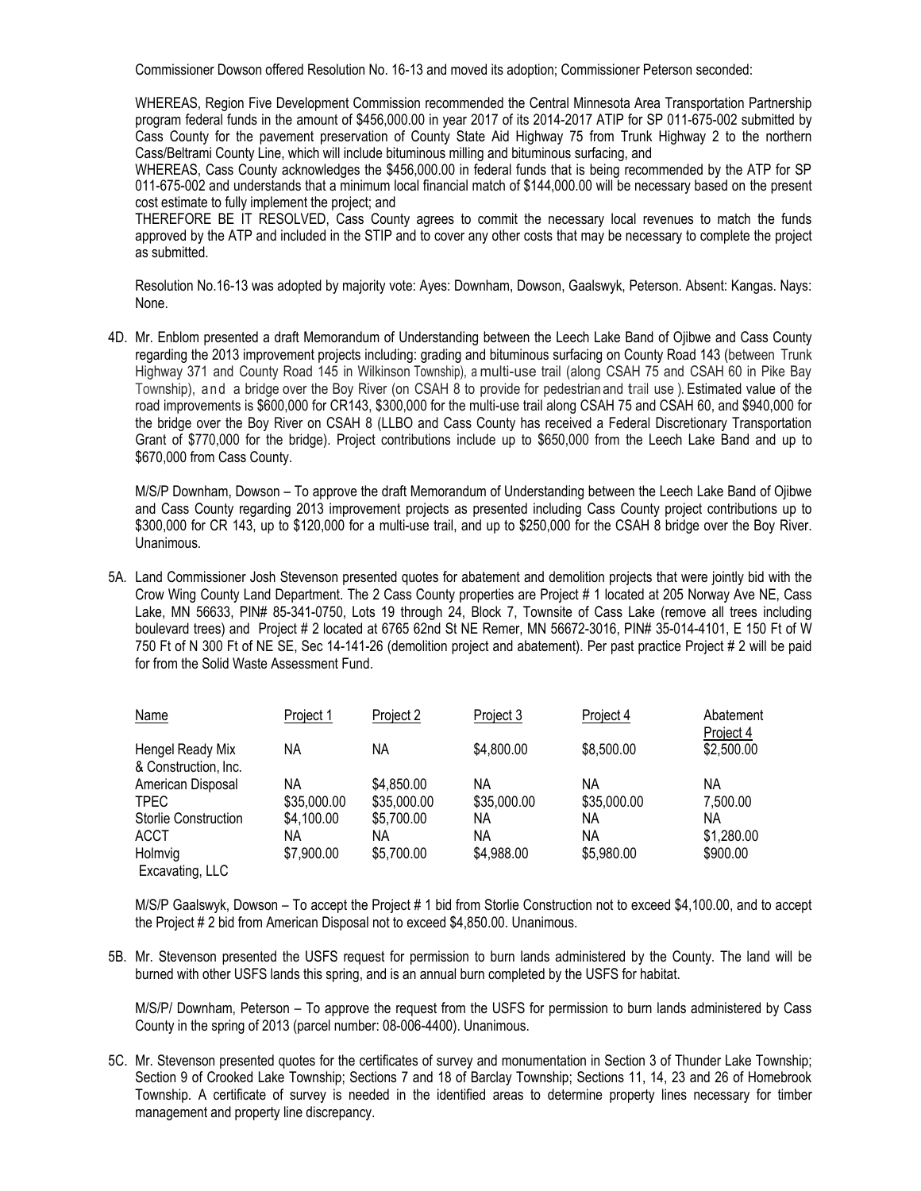Commissioner Dowson offered Resolution No. 16-13 and moved its adoption; Commissioner Peterson seconded:

WHEREAS, Region Five Development Commission recommended the Central Minnesota Area Transportation Partnership program federal funds in the amount of $456,000.00 in year 2017 of its 2014-2017 ATIP for SP 011-675-002 submitted by Cass County for the pavement preservation of County State Aid Highway 75 from Trunk Highway 2 to the northern Cass/Beltrami County Line, which will include bituminous milling and bituminous surfacing, and

WHEREAS, Cass County acknowledges the $456,000.00 in federal funds that is being recommended by the ATP for SP 011-675-002 and understands that a minimum local financial match of $144,000.00 will be necessary based on the present cost estimate to fully implement the project; and

THEREFORE BE IT RESOLVED, Cass County agrees to commit the necessary local revenues to match the funds approved by the ATP and included in the STIP and to cover any other costs that may be necessary to complete the project as submitted.

Resolution No.16-13 was adopted by majority vote: Ayes: Downham, Dowson, Gaalswyk, Peterson. Absent: Kangas. Nays: None.

4D. Mr. Enblom presented a draft Memorandum of Understanding between the Leech Lake Band of Ojibwe and Cass County regarding the 2013 improvement projects including: grading and bituminous surfacing on County Road 143 (between Trunk Highway 371 and County Road 145 in Wilkinson Township), a multi-use trail (along CSAH 75 and CSAH 60 in Pike Bay Township), and a bridge over the Boy River (on CSAH 8 to provide for pedestrian and trail use ). Estimated value of the road improvements is $600,000 for CR143, $300,000 for the multi-use trail along CSAH 75 and CSAH 60, and $940,000 for the bridge over the Boy River on CSAH 8 (LLBO and Cass County has received a Federal Discretionary Transportation Grant of $770,000 for the bridge). Project contributions include up to $650,000 from the Leech Lake Band and up to $670,000 from Cass County.

M/S/P Downham, Dowson – To approve the draft Memorandum of Understanding between the Leech Lake Band of Ojibwe and Cass County regarding 2013 improvement projects as presented including Cass County project contributions up to $300,000 for CR 143, up to $120,000 for a multi-use trail, and up to $250,000 for the CSAH 8 bridge over the Boy River. Unanimous.

5A. Land Commissioner Josh Stevenson presented quotes for abatement and demolition projects that were jointly bid with the Crow Wing County Land Department. The 2 Cass County properties are Project # 1 located at 205 Norway Ave NE, Cass Lake, MN 56633, PIN# 85-341-0750, Lots 19 through 24, Block 7, Townsite of Cass Lake (remove all trees including boulevard trees) and Project # 2 located at 6765 62nd St NE Remer, MN 56672-3016, PIN# 35-014-4101, E 150 Ft of W 750 Ft of N 300 Ft of NE SE, Sec 14-141-26 (demolition project and abatement). Per past practice Project # 2 will be paid for from the Solid Waste Assessment Fund.

| Name | Project 1 | Project 2 | Project 3 | Project 4 | Abatement Project 4 |
|---|---|---|---|---|---|
| Hengel Ready Mix & Construction, Inc. | NA | NA | $4,800.00 | $8,500.00 | $2,500.00 |
| American Disposal | NA | $4,850.00 | NA | NA | NA |
| TPEC | $35,000.00 | $35,000.00 | $35,000.00 | $35,000.00 | 7,500.00 |
| Storlie Construction | $4,100.00 | $5,700.00 | NA | NA | NA |
| ACCT | NA | NA | NA | NA | $1,280.00 |
| Holmvig Excavating, LLC | $7,900.00 | $5,700.00 | $4,988.00 | $5,980.00 | $900.00 |

M/S/P Gaalswyk, Dowson – To accept the Project # 1 bid from Storlie Construction not to exceed $4,100.00, and to accept the Project # 2 bid from American Disposal not to exceed $4,850.00. Unanimous.

5B. Mr. Stevenson presented the USFS request for permission to burn lands administered by the County. The land will be burned with other USFS lands this spring, and is an annual burn completed by the USFS for habitat.

M/S/P/ Downham, Peterson – To approve the request from the USFS for permission to burn lands administered by Cass County in the spring of 2013 (parcel number: 08-006-4400). Unanimous.

5C. Mr. Stevenson presented quotes for the certificates of survey and monumentation in Section 3 of Thunder Lake Township; Section 9 of Crooked Lake Township; Sections 7 and 18 of Barclay Township; Sections 11, 14, 23 and 26 of Homebrook Township. A certificate of survey is needed in the identified areas to determine property lines necessary for timber management and property line discrepancy.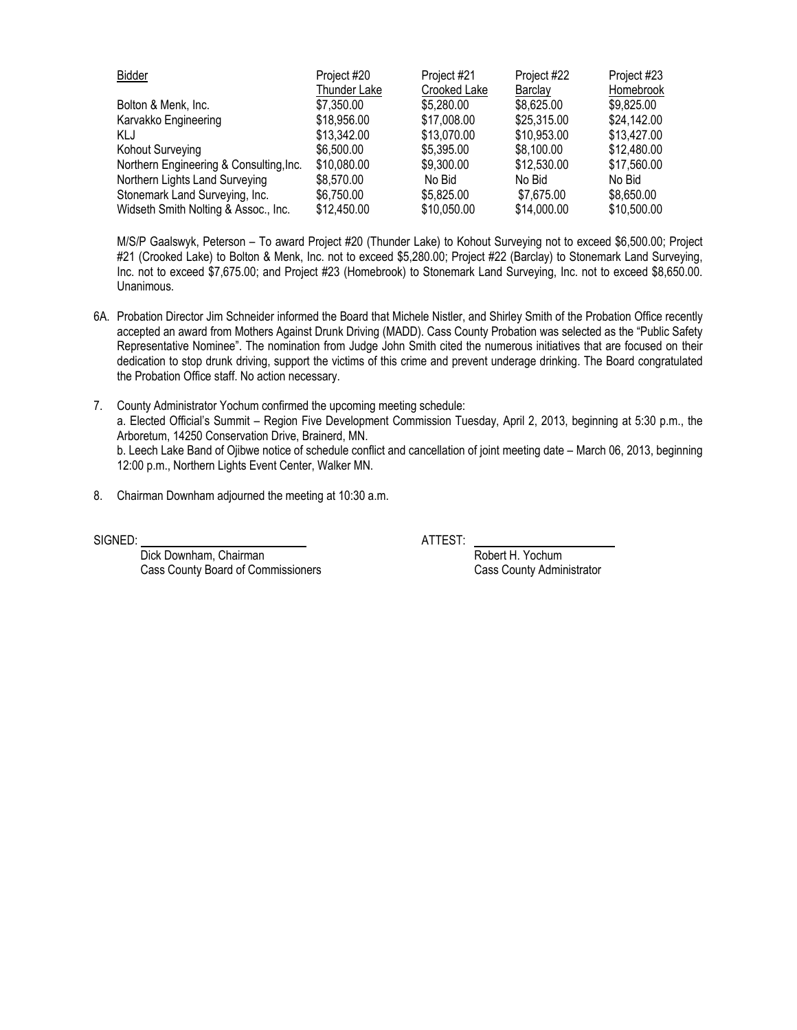| Bidder | Project #20 Thunder Lake | Project #21 Crooked Lake | Project #22 Barclay | Project #23 Homebrook |
|---|---|---|---|---|
| Bolton & Menk, Inc. | $7,350.00 | $5,280.00 | $8,625.00 | $9,825.00 |
| Karvakko Engineering | $18,956.00 | $17,008.00 | $25,315.00 | $24,142.00 |
| KLJ | $13,342.00 | $13,070.00 | $10,953.00 | $13,427.00 |
| Kohout Surveying | $6,500.00 | $5,395.00 | $8,100.00 | $12,480.00 |
| Northern Engineering & Consulting, Inc. | $10,080.00 | $9,300.00 | $12,530.00 | $17,560.00 |
| Northern Lights Land Surveying | $8,570.00 | No Bid | No Bid | No Bid |
| Stonemark Land Surveying, Inc. | $6,750.00 | $5,825.00 | $7,675.00 | $8,650.00 |
| Widseth Smith Nolting & Assoc., Inc. | $12,450.00 | $10,050.00 | $14,000.00 | $10,500.00 |

M/S/P Gaalswyk, Peterson – To award Project #20 (Thunder Lake) to Kohout Surveying not to exceed $6,500.00; Project #21 (Crooked Lake) to Bolton & Menk, Inc. not to exceed $5,280.00; Project #22 (Barclay) to Stonemark Land Surveying, Inc. not to exceed $7,675.00; and Project #23 (Homebrook) to Stonemark Land Surveying, Inc. not to exceed $8,650.00. Unanimous.

6A. Probation Director Jim Schneider informed the Board that Michele Nistler, and Shirley Smith of the Probation Office recently accepted an award from Mothers Against Drunk Driving (MADD). Cass County Probation was selected as the "Public Safety Representative Nominee". The nomination from Judge John Smith cited the numerous initiatives that are focused on their dedication to stop drunk driving, support the victims of this crime and prevent underage drinking. The Board congratulated the Probation Office staff. No action necessary.

7. County Administrator Yochum confirmed the upcoming meeting schedule:
   a. Elected Official's Summit – Region Five Development Commission Tuesday, April 2, 2013, beginning at 5:30 p.m., the Arboretum, 14250 Conservation Drive, Brainerd, MN.
   b. Leech Lake Band of Ojibwe notice of schedule conflict and cancellation of joint meeting date – March 06, 2013, beginning 12:00 p.m., Northern Lights Event Center, Walker MN.

8. Chairman Downham adjourned the meeting at 10:30 a.m.

SIGNED: ______________________

Dick Downham, Chairman
Cass County Board of Commissioners

ATTEST: ______________________

Robert H. Yochum
Cass County Administrator